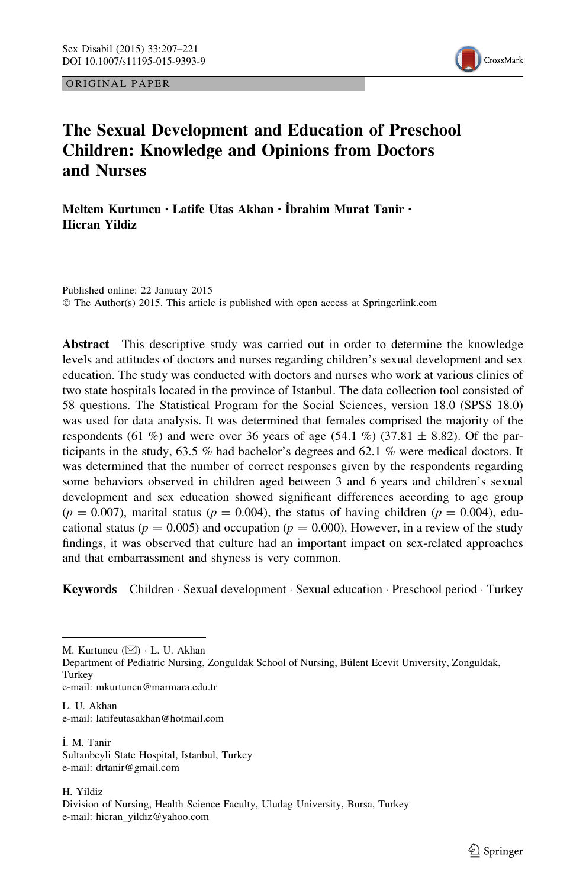ORIGINAL PAPER

# The Sexual Development and Education of Preschool Children: Knowledge and Opinions from Doctors and Nurses

**Meltem Kurtuncu · Latife Utas Akhan · İbrahim Murat Tanir · Hicran Yildiz**

Published online: 22 January 2015
© The Author(s) 2015. This article is published with open access at Springerlink.com

**Abstract** This descriptive study was carried out in order to determine the knowledge levels and attitudes of doctors and nurses regarding children's sexual development and sex education. The study was conducted with doctors and nurses who work at various clinics of two state hospitals located in the province of Istanbul. The data collection tool consisted of 58 questions. The Statistical Program for the Social Sciences, version 18.0 (SPSS 18.0) was used for data analysis. It was determined that females comprised the majority of the respondents (61 %) and were over 36 years of age (54.1 %) ($37.81 \pm 8.82$). Of the participants in the study, 63.5 % had bachelor's degrees and 62.1 % were medical doctors. It was determined that the number of correct responses given by the respondents regarding some behaviors observed in children aged between 3 and 6 years and children's sexual development and sex education showed significant differences according to age group ($p = 0.007$), marital status ($p = 0.004$), the status of having children ($p = 0.004$), educational status ($p = 0.005$) and occupation ($p = 0.000$). However, in a review of the study findings, it was observed that culture had an important impact on sex-related approaches and that embarrassment and shyness is very common.

**Keywords** Children · Sexual development · Sexual education · Preschool period · Turkey

---

M. Kurtuncu (✉) · L. U. Akhan
Department of Pediatric Nursing, Zonguldak School of Nursing, Bülent Ecevit University, Zonguldak, Turkey
e-mail: mkurtuncu@marmara.edu.tr

L. U. Akhan
e-mail: latifeutasakhan@hotmail.com

İ. M. Tanir
Sultanbeyli State Hospital, Istanbul, Turkey
e-mail: drtanir@gmail.com

H. Yildiz
Division of Nursing, Health Science Faculty, Uludag University, Bursa, Turkey
e-mail: hicran_yildiz@yahoo.com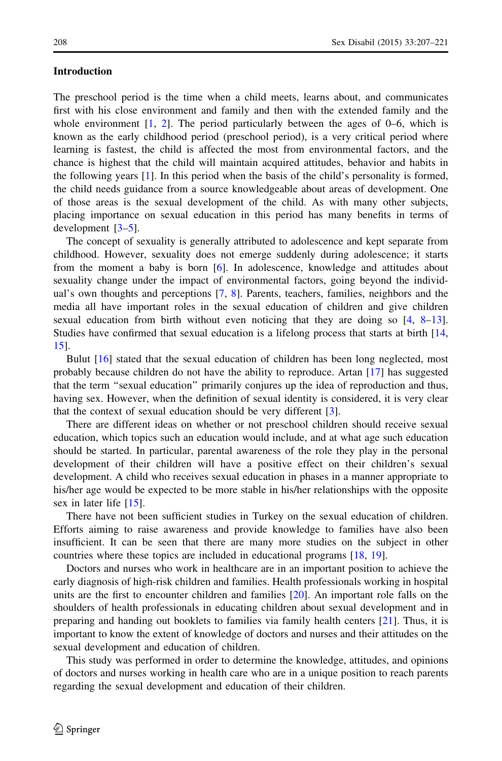## Introduction

The preschool period is the time when a child meets, learns about, and communicates first with his close environment and family and then with the extended family and the whole environment [1, 2]. The period particularly between the ages of 0–6, which is known as the early childhood period (preschool period), is a very critical period where learning is fastest, the child is affected the most from environmental factors, and the chance is highest that the child will maintain acquired attitudes, behavior and habits in the following years [1]. In this period when the basis of the child's personality is formed, the child needs guidance from a source knowledgeable about areas of development. One of those areas is the sexual development of the child. As with many other subjects, placing importance on sexual education in this period has many benefits in terms of development [3–5].

The concept of sexuality is generally attributed to adolescence and kept separate from childhood. However, sexuality does not emerge suddenly during adolescence; it starts from the moment a baby is born [6]. In adolescence, knowledge and attitudes about sexuality change under the impact of environmental factors, going beyond the individual's own thoughts and perceptions [7, 8]. Parents, teachers, families, neighbors and the media all have important roles in the sexual education of children and give children sexual education from birth without even noticing that they are doing so [4, 8–13]. Studies have confirmed that sexual education is a lifelong process that starts at birth [14, 15].

Bulut [16] stated that the sexual education of children has been long neglected, most probably because children do not have the ability to reproduce. Artan [17] has suggested that the term "sexual education" primarily conjures up the idea of reproduction and thus, having sex. However, when the definition of sexual identity is considered, it is very clear that the context of sexual education should be very different [3].

There are different ideas on whether or not preschool children should receive sexual education, which topics such an education would include, and at what age such education should be started. In particular, parental awareness of the role they play in the personal development of their children will have a positive effect on their children's sexual development. A child who receives sexual education in phases in a manner appropriate to his/her age would be expected to be more stable in his/her relationships with the opposite sex in later life [15].

There have not been sufficient studies in Turkey on the sexual education of children. Efforts aiming to raise awareness and provide knowledge to families have also been insufficient. It can be seen that there are many more studies on the subject in other countries where these topics are included in educational programs [18, 19].

Doctors and nurses who work in healthcare are in an important position to achieve the early diagnosis of high-risk children and families. Health professionals working in hospital units are the first to encounter children and families [20]. An important role falls on the shoulders of health professionals in educating children about sexual development and in preparing and handing out booklets to families via family health centers [21]. Thus, it is important to know the extent of knowledge of doctors and nurses and their attitudes on the sexual development and education of children.

This study was performed in order to determine the knowledge, attitudes, and opinions of doctors and nurses working in health care who are in a unique position to reach parents regarding the sexual development and education of their children.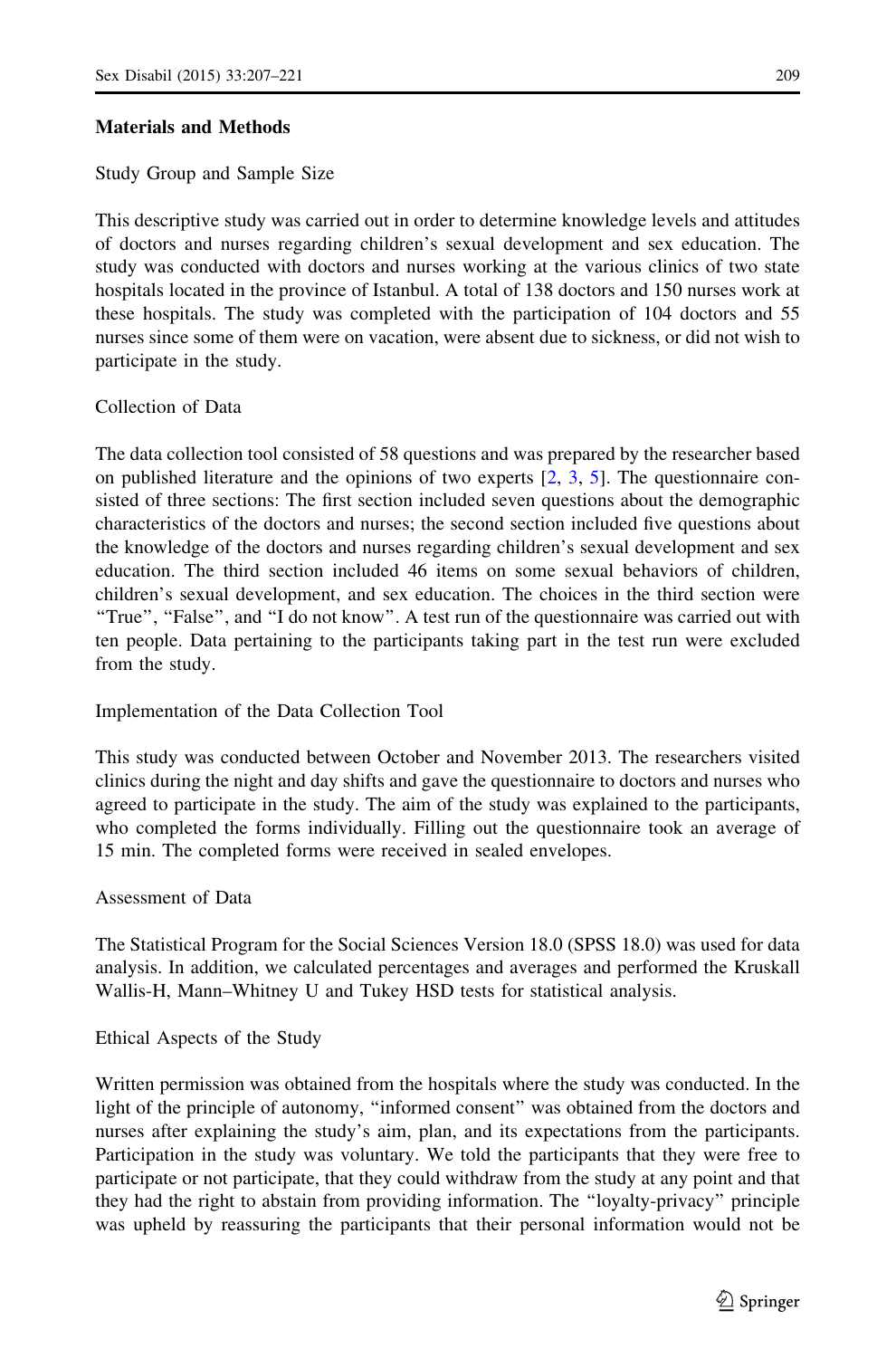## Materials and Methods

### Study Group and Sample Size

This descriptive study was carried out in order to determine knowledge levels and attitudes of doctors and nurses regarding children's sexual development and sex education. The study was conducted with doctors and nurses working at the various clinics of two state hospitals located in the province of Istanbul. A total of 138 doctors and 150 nurses work at these hospitals. The study was completed with the participation of 104 doctors and 55 nurses since some of them were on vacation, were absent due to sickness, or did not wish to participate in the study.

### Collection of Data

The data collection tool consisted of 58 questions and was prepared by the researcher based on published literature and the opinions of two experts [2, 3, 5]. The questionnaire consisted of three sections: The first section included seven questions about the demographic characteristics of the doctors and nurses; the second section included five questions about the knowledge of the doctors and nurses regarding children's sexual development and sex education. The third section included 46 items on some sexual behaviors of children, children's sexual development, and sex education. The choices in the third section were "True", "False", and "I do not know". A test run of the questionnaire was carried out with ten people. Data pertaining to the participants taking part in the test run were excluded from the study.

### Implementation of the Data Collection Tool

This study was conducted between October and November 2013. The researchers visited clinics during the night and day shifts and gave the questionnaire to doctors and nurses who agreed to participate in the study. The aim of the study was explained to the participants, who completed the forms individually. Filling out the questionnaire took an average of 15 min. The completed forms were received in sealed envelopes.

### Assessment of Data

The Statistical Program for the Social Sciences Version 18.0 (SPSS 18.0) was used for data analysis. In addition, we calculated percentages and averages and performed the Kruskall Wallis-H, Mann–Whitney U and Tukey HSD tests for statistical analysis.

### Ethical Aspects of the Study

Written permission was obtained from the hospitals where the study was conducted. In the light of the principle of autonomy, "informed consent" was obtained from the doctors and nurses after explaining the study's aim, plan, and its expectations from the participants. Participation in the study was voluntary. We told the participants that they were free to participate or not participate, that they could withdraw from the study at any point and that they had the right to abstain from providing information. The "loyalty-privacy" principle was upheld by reassuring the participants that their personal information would not be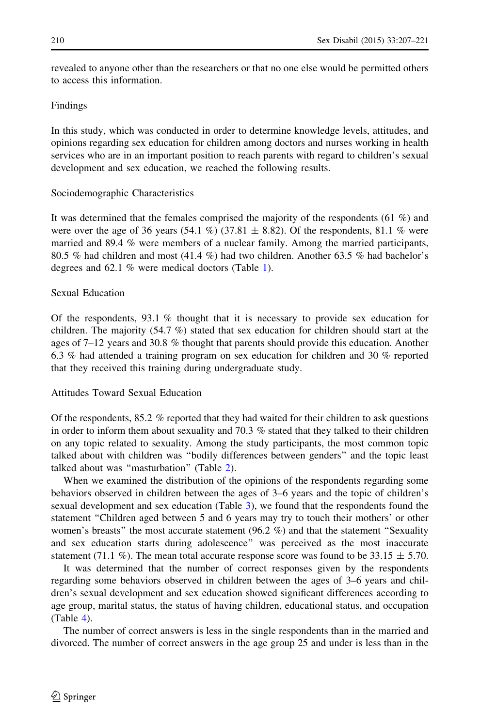revealed to anyone other than the researchers or that no one else would be permitted others to access this information.

## Findings

In this study, which was conducted in order to determine knowledge levels, attitudes, and opinions regarding sex education for children among doctors and nurses working in health services who are in an important position to reach parents with regard to children's sexual development and sex education, we reached the following results.

### Sociodemographic Characteristics

It was determined that the females comprised the majority of the respondents (61 %) and were over the age of 36 years (54.1 %) (37.81 ± 8.82). Of the respondents, 81.1 % were married and 89.4 % were members of a nuclear family. Among the married participants, 80.5 % had children and most (41.4 %) had two children. Another 63.5 % had bachelor's degrees and 62.1 % were medical doctors (Table 1).

### Sexual Education

Of the respondents, 93.1 % thought that it is necessary to provide sex education for children. The majority (54.7 %) stated that sex education for children should start at the ages of 7–12 years and 30.8 % thought that parents should provide this education. Another 6.3 % had attended a training program on sex education for children and 30 % reported that they received this training during undergraduate study.

### Attitudes Toward Sexual Education

Of the respondents, 85.2 % reported that they had waited for their children to ask questions in order to inform them about sexuality and 70.3 % stated that they talked to their children on any topic related to sexuality. Among the study participants, the most common topic talked about with children was "bodily differences between genders" and the topic least talked about was "masturbation" (Table 2).

When we examined the distribution of the opinions of the respondents regarding some behaviors observed in children between the ages of 3–6 years and the topic of children's sexual development and sex education (Table 3), we found that the respondents found the statement "Children aged between 5 and 6 years may try to touch their mothers' or other women's breasts" the most accurate statement (96.2 %) and that the statement "Sexuality and sex education starts during adolescence" was perceived as the most inaccurate statement (71.1 %). The mean total accurate response score was found to be 33.15 ± 5.70.

It was determined that the number of correct responses given by the respondents regarding some behaviors observed in children between the ages of 3–6 years and children's sexual development and sex education showed significant differences according to age group, marital status, the status of having children, educational status, and occupation (Table 4).

The number of correct answers is less in the single respondents than in the married and divorced. The number of correct answers in the age group 25 and under is less than in the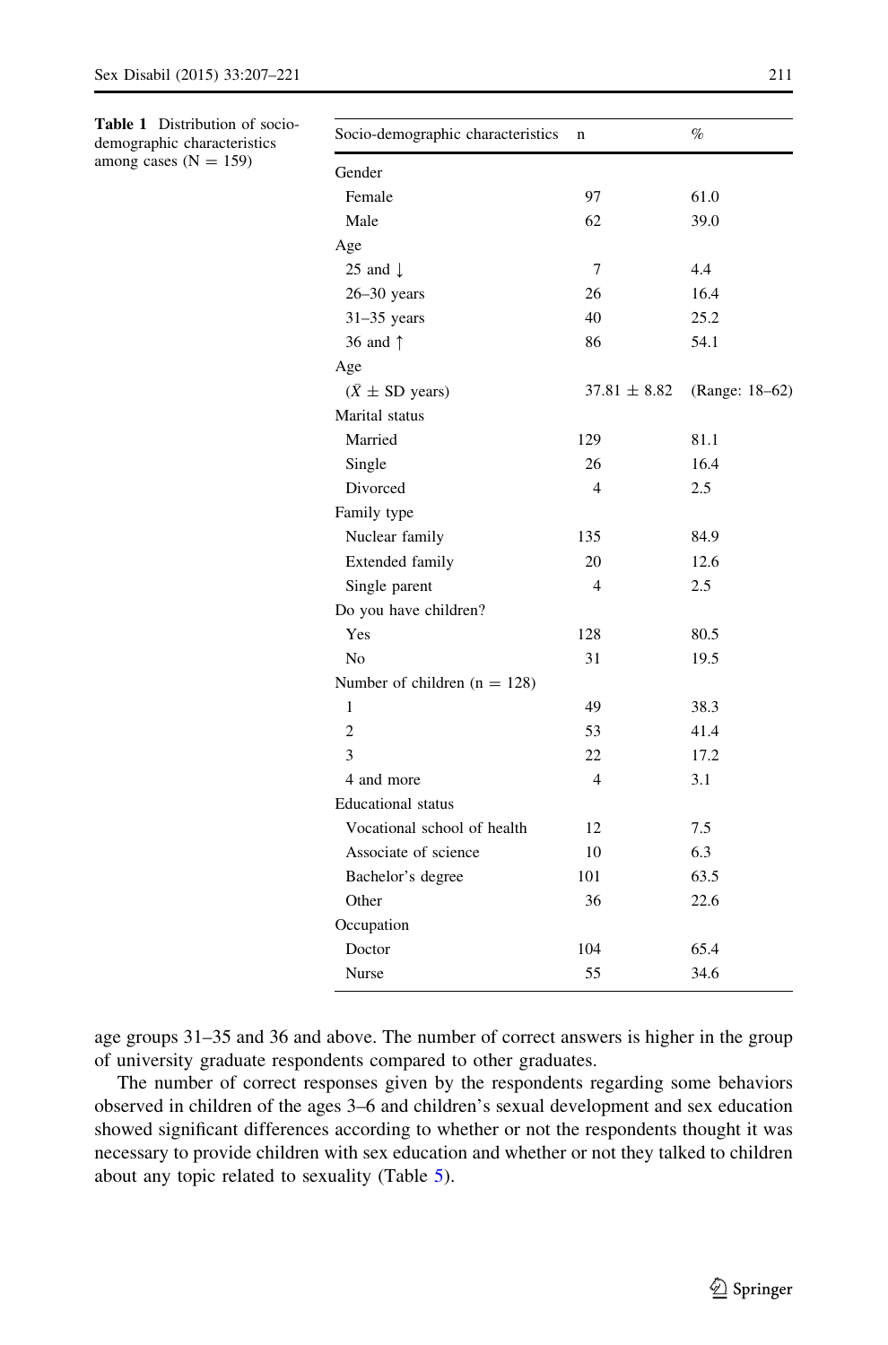**Table 1** Distribution of socio-demographic characteristics among cases (N = 159)

| Socio-demographic characteristics | n | % |
|---|---|---|
| Gender | | |
| Female | 97 | 61.0 |
| Male | 62 | 39.0 |
| Age | | |
| 25 and ↓ | 7 | 4.4 |
| 26–30 years | 26 | 16.4 |
| 31–35 years | 40 | 25.2 |
| 36 and ↑ | 86 | 54.1 |
| Age | | |
| ($\bar{X} \pm$ SD years) | 37.81 ± 8.82 | (Range: 18–62) |
| Marital status | | |
| Married | 129 | 81.1 |
| Single | 26 | 16.4 |
| Divorced | 4 | 2.5 |
| Family type | | |
| Nuclear family | 135 | 84.9 |
| Extended family | 20 | 12.6 |
| Single parent | 4 | 2.5 |
| Do you have children? | | |
| Yes | 128 | 80.5 |
| No | 31 | 19.5 |
| Number of children (n = 128) | | |
| 1 | 49 | 38.3 |
| 2 | 53 | 41.4 |
| 3 | 22 | 17.2 |
| 4 and more | 4 | 3.1 |
| Educational status | | |
| Vocational school of health | 12 | 7.5 |
| Associate of science | 10 | 6.3 |
| Bachelor's degree | 101 | 63.5 |
| Other | 36 | 22.6 |
| Occupation | | |
| Doctor | 104 | 65.4 |
| Nurse | 55 | 34.6 |

age groups 31–35 and 36 and above. The number of correct answers is higher in the group of university graduate respondents compared to other graduates.

The number of correct responses given by the respondents regarding some behaviors observed in children of the ages 3–6 and children's sexual development and sex education showed significant differences according to whether or not the respondents thought it was necessary to provide children with sex education and whether or not they talked to children about any topic related to sexuality (Table 5).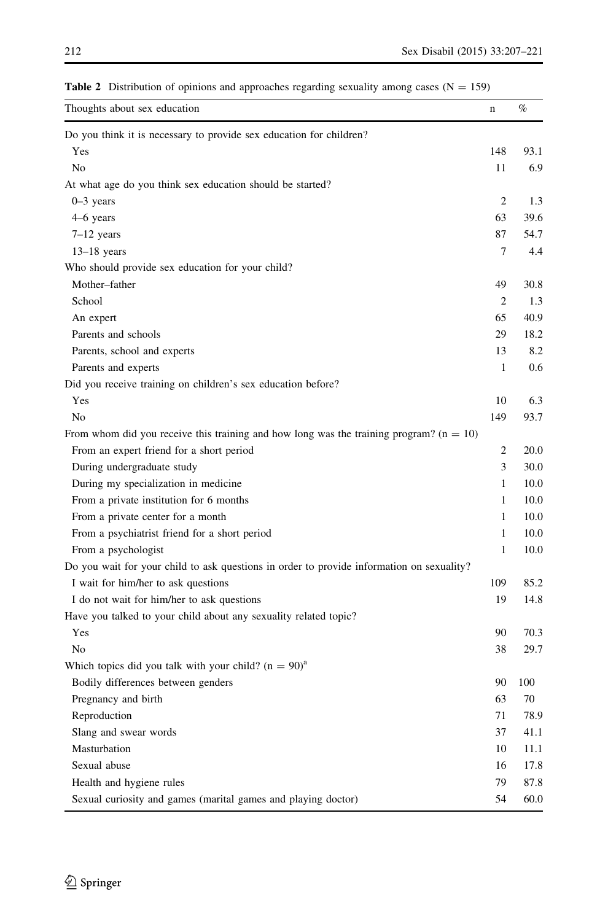**Table 2** Distribution of opinions and approaches regarding sexuality among cases (N = 159)

| Thoughts about sex education | n | % |
|---|---|---|
| Do you think it is necessary to provide sex education for children? | | |
| Yes | 148 | 93.1 |
| No | 11 | 6.9 |
| At what age do you think sex education should be started? | | |
| 0–3 years | 2 | 1.3 |
| 4–6 years | 63 | 39.6 |
| 7–12 years | 87 | 54.7 |
| 13–18 years | 7 | 4.4 |
| Who should provide sex education for your child? | | |
| Mother–father | 49 | 30.8 |
| School | 2 | 1.3 |
| An expert | 65 | 40.9 |
| Parents and schools | 29 | 18.2 |
| Parents, school and experts | 13 | 8.2 |
| Parents and experts | 1 | 0.6 |
| Did you receive training on children's sex education before? | | |
| Yes | 10 | 6.3 |
| No | 149 | 93.7 |
| From whom did you receive this training and how long was the training program? (n = 10) | | |
| From an expert friend for a short period | 2 | 20.0 |
| During undergraduate study | 3 | 30.0 |
| During my specialization in medicine | 1 | 10.0 |
| From a private institution for 6 months | 1 | 10.0 |
| From a private center for a month | 1 | 10.0 |
| From a psychiatrist friend for a short period | 1 | 10.0 |
| From a psychologist | 1 | 10.0 |
| Do you wait for your child to ask questions in order to provide information on sexuality? | | |
| I wait for him/her to ask questions | 109 | 85.2 |
| I do not wait for him/her to ask questions | 19 | 14.8 |
| Have you talked to your child about any sexuality related topic? | | |
| Yes | 90 | 70.3 |
| No | 38 | 29.7 |
| Which topics did you talk with your child? (n = 90)[a] | | |
| Bodily differences between genders | 90 | 100 |
| Pregnancy and birth | 63 | 70 |
| Reproduction | 71 | 78.9 |
| Slang and swear words | 37 | 41.1 |
| Masturbation | 10 | 11.1 |
| Sexual abuse | 16 | 17.8 |
| Health and hygiene rules | 79 | 87.8 |
| Sexual curiosity and games (marital games and playing doctor) | 54 | 60.0 |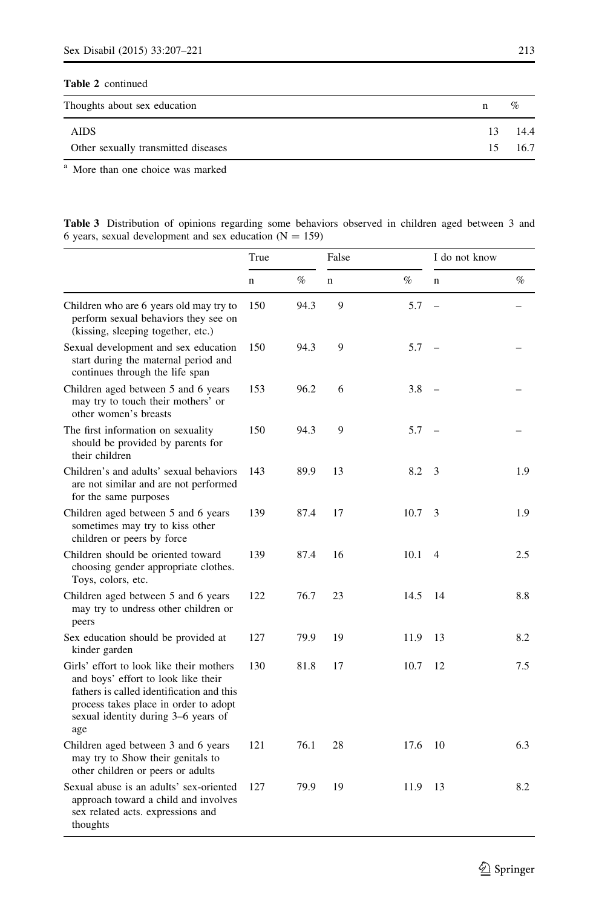**Table 2** continued

| Thoughts about sex education | n | % |
|---|---|---|
| AIDS | 13 | 14.4 |
| Other sexually transmitted diseases | 15 | 16.7 |

[a] More than one choice was marked

**Table 3** Distribution of opinions regarding some behaviors observed in children aged between 3 and 6 years, sexual development and sex education (N = 159)

| | True | | False | | I do not know | |
|---|---|---|---|---|---|---|
| | n | % | n | % | n | % |
| Children who are 6 years old may try to perform sexual behaviors they see on (kissing, sleeping together, etc.) | 150 | 94.3 | 9 | 5.7 | – | – |
| Sexual development and sex education start during the maternal period and continues through the life span | 150 | 94.3 | 9 | 5.7 | – | – |
| Children aged between 5 and 6 years may try to touch their mothers' or other women's breasts | 153 | 96.2 | 6 | 3.8 | – | – |
| The first information on sexuality should be provided by parents for their children | 150 | 94.3 | 9 | 5.7 | – | – |
| Children's and adults' sexual behaviors are not similar and are not performed for the same purposes | 143 | 89.9 | 13 | 8.2 | 3 | 1.9 |
| Children aged between 5 and 6 years sometimes may try to kiss other children or peers by force | 139 | 87.4 | 17 | 10.7 | 3 | 1.9 |
| Children should be oriented toward choosing gender appropriate clothes. Toys, colors, etc. | 139 | 87.4 | 16 | 10.1 | 4 | 2.5 |
| Children aged between 5 and 6 years may try to undress other children or peers | 122 | 76.7 | 23 | 14.5 | 14 | 8.8 |
| Sex education should be provided at kinder garden | 127 | 79.9 | 19 | 11.9 | 13 | 8.2 |
| Girls' effort to look like their mothers and boys' effort to look like their fathers is called identification and this process takes place in order to adopt sexual identity during 3–6 years of age | 130 | 81.8 | 17 | 10.7 | 12 | 7.5 |
| Children aged between 3 and 6 years may try to Show their genitals to other children or peers or adults | 121 | 76.1 | 28 | 17.6 | 10 | 6.3 |
| Sexual abuse is an adults' sex-oriented approach toward a child and involves sex related acts. expressions and thoughts | 127 | 79.9 | 19 | 11.9 | 13 | 8.2 |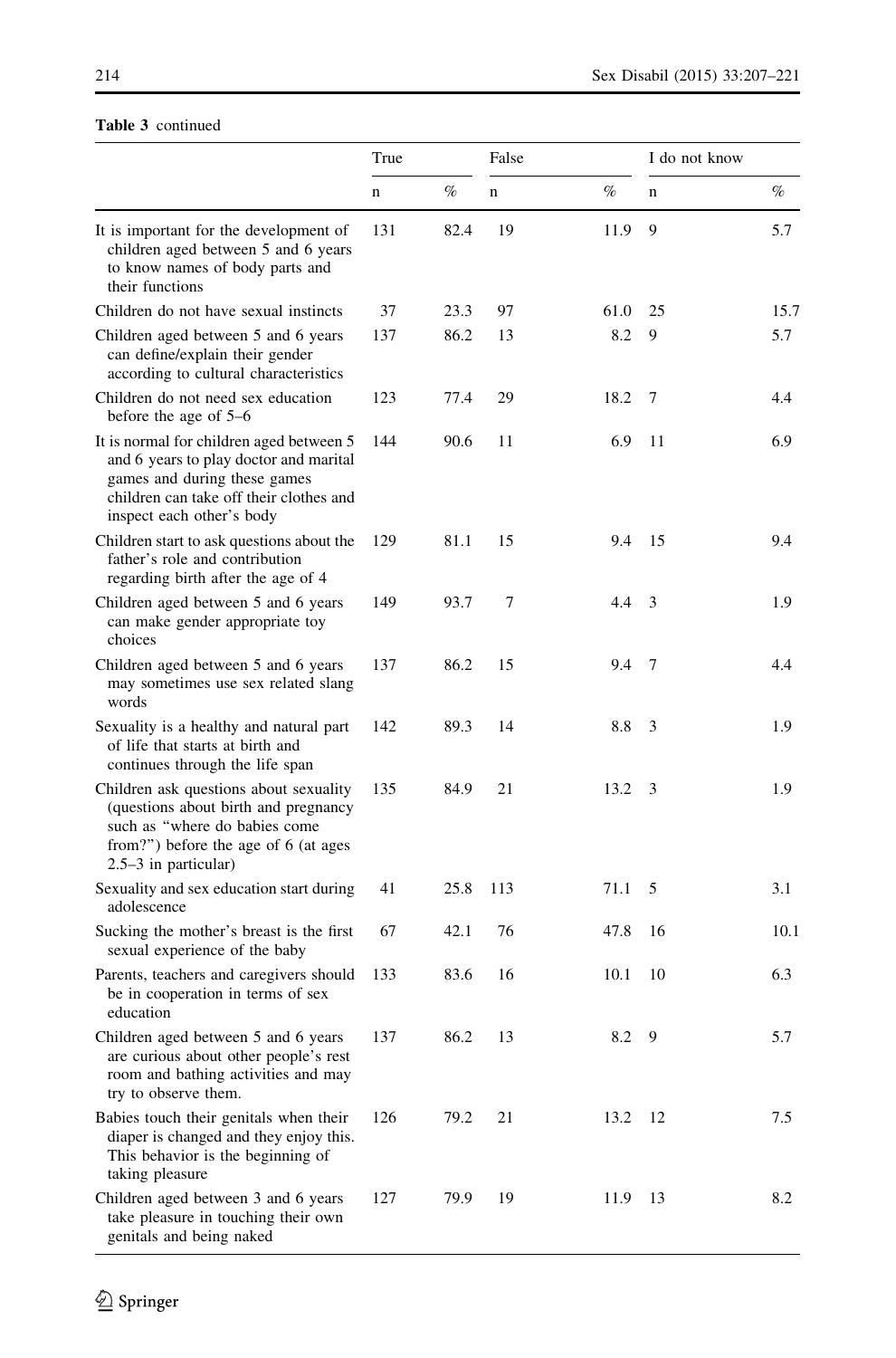**Table 3** continued

| | True | | False | | I do not know | |
|---|---|---|---|---|---|---|
| | n | % | n | % | n | % |
| It is important for the development of children aged between 5 and 6 years to know names of body parts and their functions | 131 | 82.4 | 19 | 11.9 | 9 | 5.7 |
| Children do not have sexual instincts | 37 | 23.3 | 97 | 61.0 | 25 | 15.7 |
| Children aged between 5 and 6 years can define/explain their gender according to cultural characteristics | 137 | 86.2 | 13 | 8.2 | 9 | 5.7 |
| Children do not need sex education before the age of 5–6 | 123 | 77.4 | 29 | 18.2 | 7 | 4.4 |
| It is normal for children aged between 5 and 6 years to play doctor and marital games and during these games children can take off their clothes and inspect each other's body | 144 | 90.6 | 11 | 6.9 | 11 | 6.9 |
| Children start to ask questions about the father's role and contribution regarding birth after the age of 4 | 129 | 81.1 | 15 | 9.4 | 15 | 9.4 |
| Children aged between 5 and 6 years can make gender appropriate toy choices | 149 | 93.7 | 7 | 4.4 | 3 | 1.9 |
| Children aged between 5 and 6 years may sometimes use sex related slang words | 137 | 86.2 | 15 | 9.4 | 7 | 4.4 |
| Sexuality is a healthy and natural part of life that starts at birth and continues through the life span | 142 | 89.3 | 14 | 8.8 | 3 | 1.9 |
| Children ask questions about sexuality (questions about birth and pregnancy such as "where do babies come from?") before the age of 6 (at ages 2.5–3 in particular) | 135 | 84.9 | 21 | 13.2 | 3 | 1.9 |
| Sexuality and sex education start during adolescence | 41 | 25.8 | 113 | 71.1 | 5 | 3.1 |
| Sucking the mother's breast is the first sexual experience of the baby | 67 | 42.1 | 76 | 47.8 | 16 | 10.1 |
| Parents, teachers and caregivers should be in cooperation in terms of sex education | 133 | 83.6 | 16 | 10.1 | 10 | 6.3 |
| Children aged between 5 and 6 years are curious about other people's rest room and bathing activities and may try to observe them. | 137 | 86.2 | 13 | 8.2 | 9 | 5.7 |
| Babies touch their genitals when their diaper is changed and they enjoy this. This behavior is the beginning of taking pleasure | 126 | 79.2 | 21 | 13.2 | 12 | 7.5 |
| Children aged between 3 and 6 years take pleasure in touching their own genitals and being naked | 127 | 79.9 | 19 | 11.9 | 13 | 8.2 |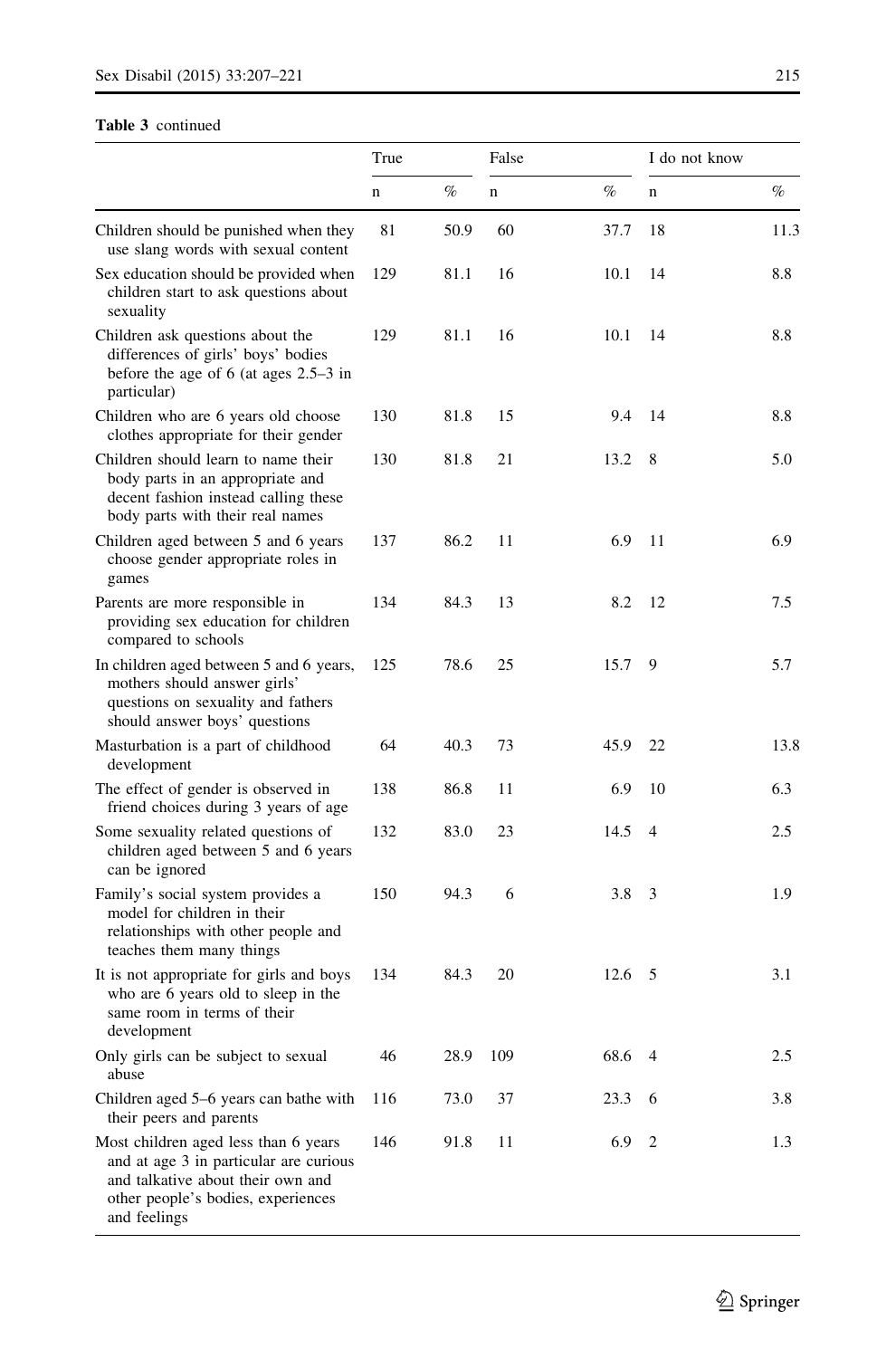**Table 3** continued

| | True | | False | | I do not know | |
|---|---|---|---|---|---|---|
| | n | % | n | % | n | % |
| Children should be punished when they use slang words with sexual content | 81 | 50.9 | 60 | 37.7 | 18 | 11.3 |
| Sex education should be provided when children start to ask questions about sexuality | 129 | 81.1 | 16 | 10.1 | 14 | 8.8 |
| Children ask questions about the differences of girls' boys' bodies before the age of 6 (at ages 2.5–3 in particular) | 129 | 81.1 | 16 | 10.1 | 14 | 8.8 |
| Children who are 6 years old choose clothes appropriate for their gender | 130 | 81.8 | 15 | 9.4 | 14 | 8.8 |
| Children should learn to name their body parts in an appropriate and decent fashion instead calling these body parts with their real names | 130 | 81.8 | 21 | 13.2 | 8 | 5.0 |
| Children aged between 5 and 6 years choose gender appropriate roles in games | 137 | 86.2 | 11 | 6.9 | 11 | 6.9 |
| Parents are more responsible in providing sex education for children compared to schools | 134 | 84.3 | 13 | 8.2 | 12 | 7.5 |
| In children aged between 5 and 6 years, mothers should answer girls' questions on sexuality and fathers should answer boys' questions | 125 | 78.6 | 25 | 15.7 | 9 | 5.7 |
| Masturbation is a part of childhood development | 64 | 40.3 | 73 | 45.9 | 22 | 13.8 |
| The effect of gender is observed in friend choices during 3 years of age | 138 | 86.8 | 11 | 6.9 | 10 | 6.3 |
| Some sexuality related questions of children aged between 5 and 6 years can be ignored | 132 | 83.0 | 23 | 14.5 | 4 | 2.5 |
| Family's social system provides a model for children in their relationships with other people and teaches them many things | 150 | 94.3 | 6 | 3.8 | 3 | 1.9 |
| It is not appropriate for girls and boys who are 6 years old to sleep in the same room in terms of their development | 134 | 84.3 | 20 | 12.6 | 5 | 3.1 |
| Only girls can be subject to sexual abuse | 46 | 28.9 | 109 | 68.6 | 4 | 2.5 |
| Children aged 5–6 years can bathe with their peers and parents | 116 | 73.0 | 37 | 23.3 | 6 | 3.8 |
| Most children aged less than 6 years and at age 3 in particular are curious and talkative about their own and other people's bodies, experiences and feelings | 146 | 91.8 | 11 | 6.9 | 2 | 1.3 |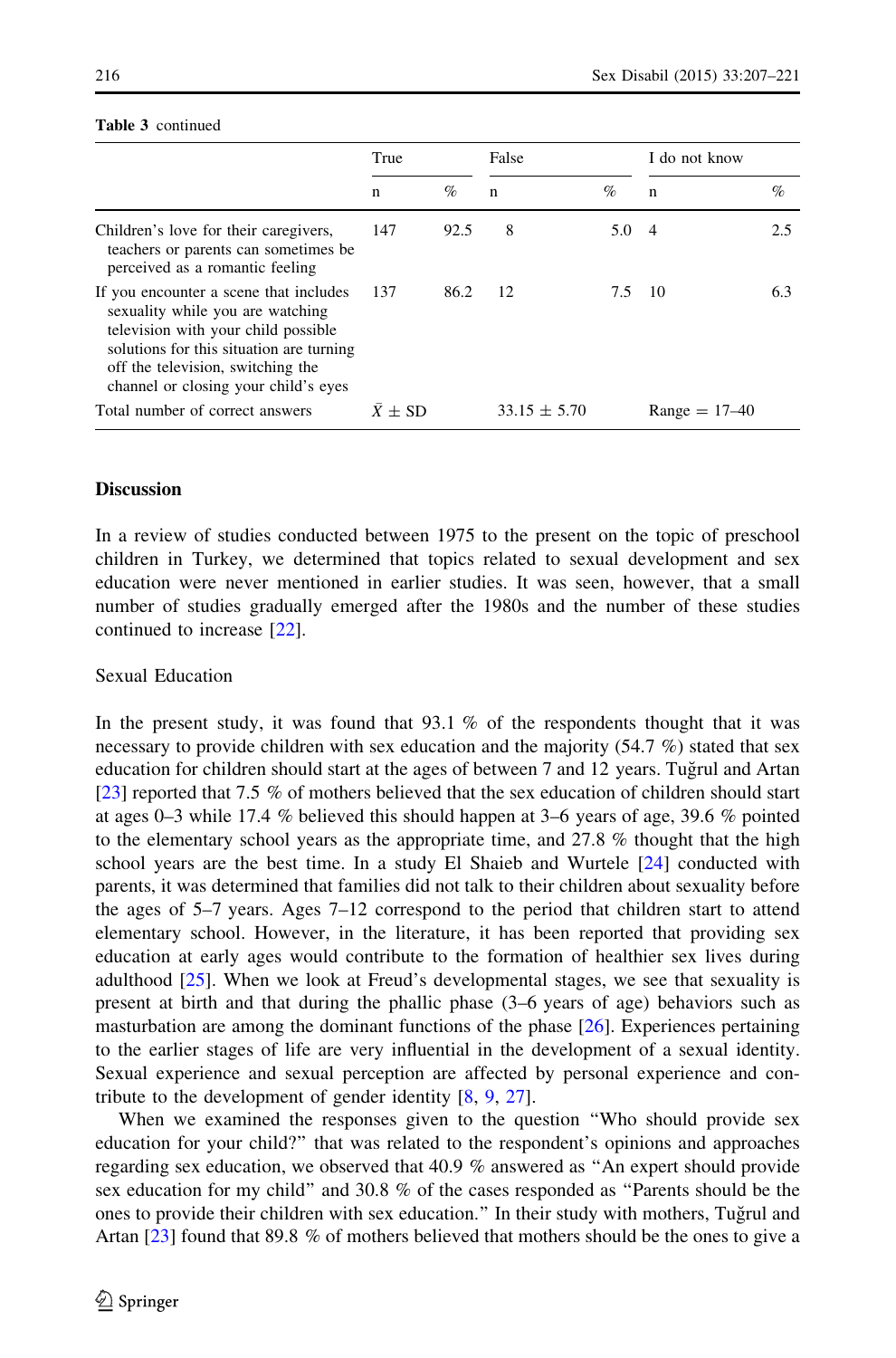**Table 3** continued

| | True | | False | | I do not know | |
|---|---|---|---|---|---|---|
| | n | % | n | % | n | % |
| Children's love for their caregivers, teachers or parents can sometimes be perceived as a romantic feeling | 147 | 92.5 | 8 | 5.0 | 4 | 2.5 |
| If you encounter a scene that includes sexuality while you are watching television with your child possible solutions for this situation are turning off the television, switching the channel or closing your child's eyes | 137 | 86.2 | 12 | 7.5 | 10 | 6.3 |
| Total number of correct answers | $\bar{X} \pm$ SD | | 33.15 ± 5.70 | | Range = 17–40 | |

## Discussion

In a review of studies conducted between 1975 to the present on the topic of preschool children in Turkey, we determined that topics related to sexual development and sex education were never mentioned in earlier studies. It was seen, however, that a small number of studies gradually emerged after the 1980s and the number of these studies continued to increase [22].

### Sexual Education

In the present study, it was found that 93.1 % of the respondents thought that it was necessary to provide children with sex education and the majority (54.7 %) stated that sex education for children should start at the ages of between 7 and 12 years. Tuğrul and Artan [23] reported that 7.5 % of mothers believed that the sex education of children should start at ages 0–3 while 17.4 % believed this should happen at 3–6 years of age, 39.6 % pointed to the elementary school years as the appropriate time, and 27.8 % thought that the high school years are the best time. In a study El Shaieb and Wurtele [24] conducted with parents, it was determined that families did not talk to their children about sexuality before the ages of 5–7 years. Ages 7–12 correspond to the period that children start to attend elementary school. However, in the literature, it has been reported that providing sex education at early ages would contribute to the formation of healthier sex lives during adulthood [25]. When we look at Freud's developmental stages, we see that sexuality is present at birth and that during the phallic phase (3–6 years of age) behaviors such as masturbation are among the dominant functions of the phase [26]. Experiences pertaining to the earlier stages of life are very influential in the development of a sexual identity. Sexual experience and sexual perception are affected by personal experience and contribute to the development of gender identity [8, 9, 27].

When we examined the responses given to the question "Who should provide sex education for your child?" that was related to the respondent's opinions and approaches regarding sex education, we observed that 40.9 % answered as "An expert should provide sex education for my child" and 30.8 % of the cases responded as "Parents should be the ones to provide their children with sex education." In their study with mothers, Tuğrul and Artan [23] found that 89.8 % of mothers believed that mothers should be the ones to give a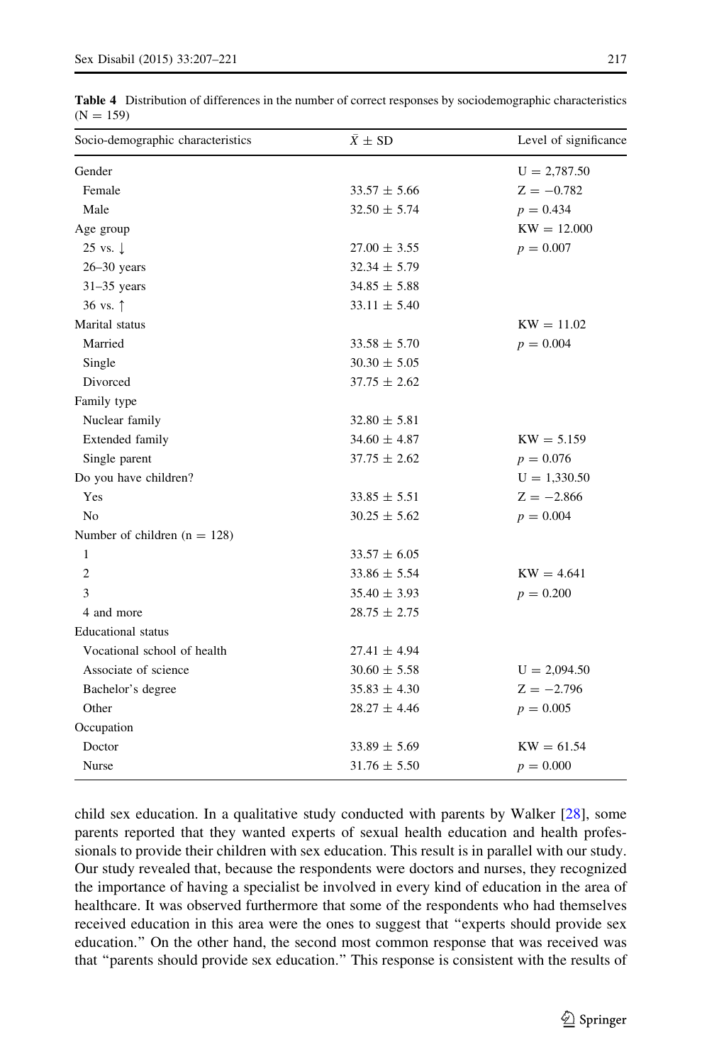**Table 4** Distribution of differences in the number of correct responses by sociodemographic characteristics (N = 159)

| Socio-demographic characteristics | $\bar{X} \pm$ SD | Level of significance |
|---|---|---|
| Gender | | U = 2,787.50 |
| Female | 33.57 ± 5.66 | Z = −0.782 |
| Male | 32.50 ± 5.74 | $p = 0.434$ |
| Age group | | KW = 12.000 |
| 25 vs. ↓ | 27.00 ± 3.55 | $p = 0.007$ |
| 26–30 years | 32.34 ± 5.79 | |
| 31–35 years | 34.85 ± 5.88 | |
| 36 vs. ↑ | 33.11 ± 5.40 | |
| Marital status | | KW = 11.02 |
| Married | 33.58 ± 5.70 | $p = 0.004$ |
| Single | 30.30 ± 5.05 | |
| Divorced | 37.75 ± 2.62 | |
| Family type | | |
| Nuclear family | 32.80 ± 5.81 | |
| Extended family | 34.60 ± 4.87 | KW = 5.159 |
| Single parent | 37.75 ± 2.62 | $p = 0.076$ |
| Do you have children? | | U = 1,330.50 |
| Yes | 33.85 ± 5.51 | Z = −2.866 |
| No | 30.25 ± 5.62 | $p = 0.004$ |
| Number of children (n = 128) | | |
| 1 | 33.57 ± 6.05 | |
| 2 | 33.86 ± 5.54 | KW = 4.641 |
| 3 | 35.40 ± 3.93 | $p = 0.200$ |
| 4 and more | 28.75 ± 2.75 | |
| Educational status | | |
| Vocational school of health | 27.41 ± 4.94 | |
| Associate of science | 30.60 ± 5.58 | U = 2,094.50 |
| Bachelor's degree | 35.83 ± 4.30 | Z = −2.796 |
| Other | 28.27 ± 4.46 | $p = 0.005$ |
| Occupation | | |
| Doctor | 33.89 ± 5.69 | KW = 61.54 |
| Nurse | 31.76 ± 5.50 | $p = 0.000$ |

child sex education. In a qualitative study conducted with parents by Walker [28], some parents reported that they wanted experts of sexual health education and health professionals to provide their children with sex education. This result is in parallel with our study. Our study revealed that, because the respondents were doctors and nurses, they recognized the importance of having a specialist be involved in every kind of education in the area of healthcare. It was observed furthermore that some of the respondents who had themselves received education in this area were the ones to suggest that "experts should provide sex education." On the other hand, the second most common response that was received was that "parents should provide sex education." This response is consistent with the results of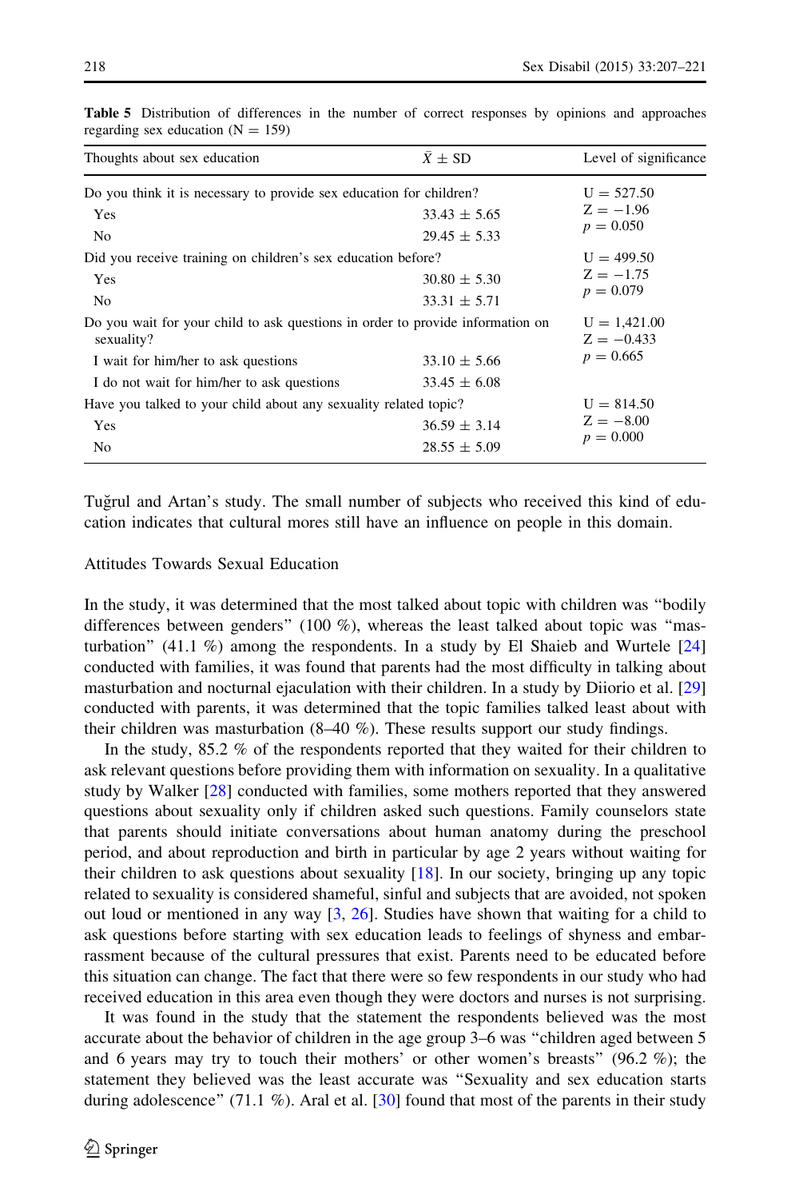**Table 5** Distribution of differences in the number of correct responses by opinions and approaches regarding sex education (N = 159)

| Thoughts about sex education | $\bar{X} \pm$ SD | Level of significance |
|---|---|---|
| Do you think it is necessary to provide sex education for children? | | U = 527.50<br>Z = −1.96<br>$p = 0.050$ |
| Yes | 33.43 ± 5.65 | |
| No | 29.45 ± 5.33 | |
| Did you receive training on children's sex education before? | | U = 499.50<br>Z = −1.75<br>$p = 0.079$ |
| Yes | 30.80 ± 5.30 | |
| No | 33.31 ± 5.71 | |
| Do you wait for your child to ask questions in order to provide information on sexuality? | | U = 1,421.00<br>Z = −0.433<br>$p = 0.665$ |
| I wait for him/her to ask questions | 33.10 ± 5.66 | |
| I do not wait for him/her to ask questions | 33.45 ± 6.08 | |
| Have you talked to your child about any sexuality related topic? | | U = 814.50<br>Z = −8.00<br>$p = 0.000$ |
| Yes | 36.59 ± 3.14 | |
| No | 28.55 ± 5.09 | |

Tuğrul and Artan's study. The small number of subjects who received this kind of education indicates that cultural mores still have an influence on people in this domain.

### Attitudes Towards Sexual Education

In the study, it was determined that the most talked about topic with children was "bodily differences between genders" (100 %), whereas the least talked about topic was "masturbation" (41.1 %) among the respondents. In a study by El Shaieb and Wurtele [24] conducted with families, it was found that parents had the most difficulty in talking about masturbation and nocturnal ejaculation with their children. In a study by Diiorio et al. [29] conducted with parents, it was determined that the topic families talked least about with their children was masturbation (8–40 %). These results support our study findings.

In the study, 85.2 % of the respondents reported that they waited for their children to ask relevant questions before providing them with information on sexuality. In a qualitative study by Walker [28] conducted with families, some mothers reported that they answered questions about sexuality only if children asked such questions. Family counselors state that parents should initiate conversations about human anatomy during the preschool period, and about reproduction and birth in particular by age 2 years without waiting for their children to ask questions about sexuality [18]. In our society, bringing up any topic related to sexuality is considered shameful, sinful and subjects that are avoided, not spoken out loud or mentioned in any way [3, 26]. Studies have shown that waiting for a child to ask questions before starting with sex education leads to feelings of shyness and embarrassment because of the cultural pressures that exist. Parents need to be educated before this situation can change. The fact that there were so few respondents in our study who had received education in this area even though they were doctors and nurses is not surprising.

It was found in the study that the statement the respondents believed was the most accurate about the behavior of children in the age group 3–6 was "children aged between 5 and 6 years may try to touch their mothers' or other women's breasts" (96.2 %); the statement they believed was the least accurate was "Sexuality and sex education starts during adolescence" (71.1 %). Aral et al. [30] found that most of the parents in their study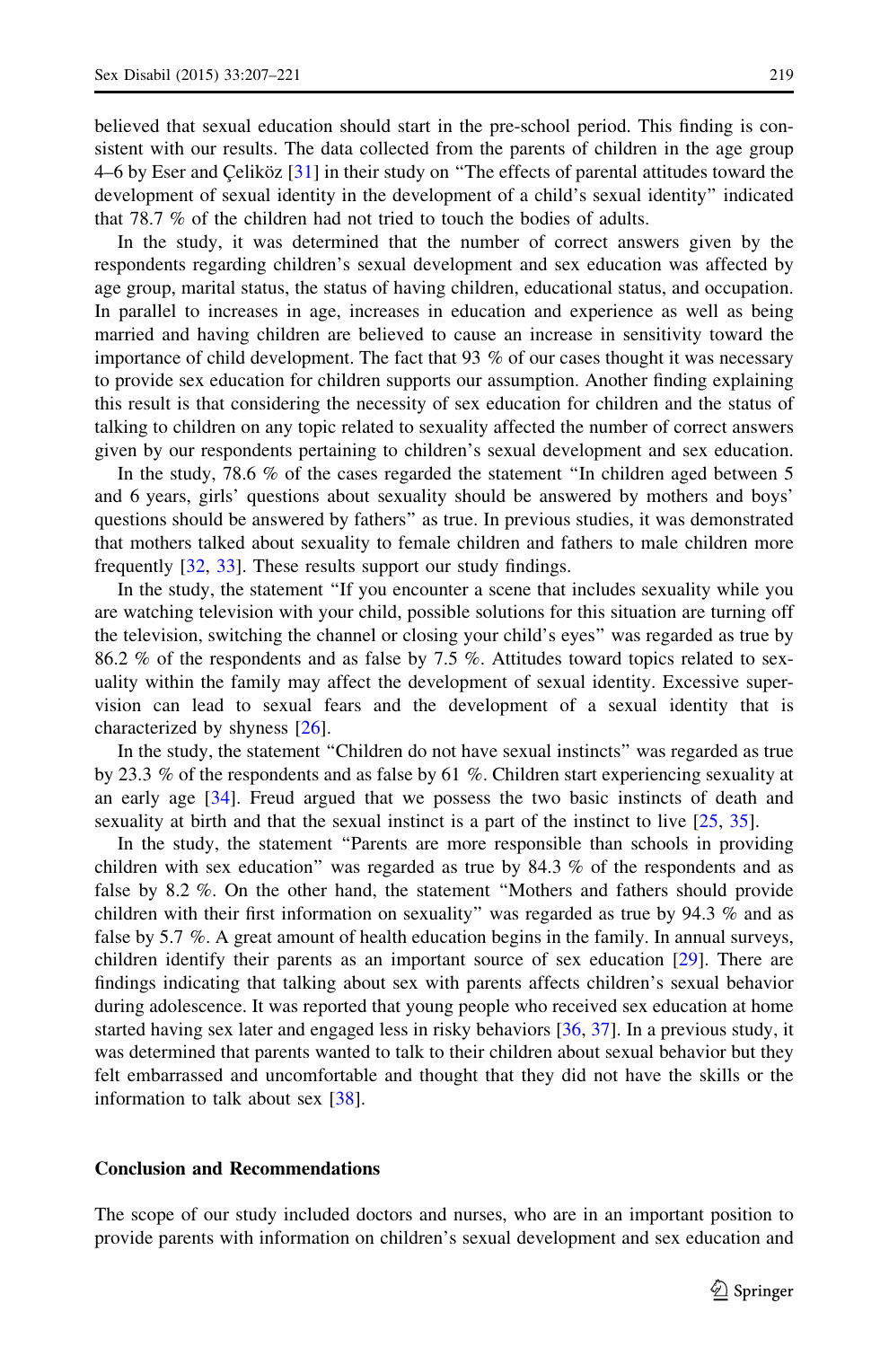believed that sexual education should start in the pre-school period. This finding is consistent with our results. The data collected from the parents of children in the age group 4–6 by Eser and Çeliköz [31] in their study on "The effects of parental attitudes toward the development of sexual identity in the development of a child's sexual identity" indicated that 78.7 % of the children had not tried to touch the bodies of adults.

In the study, it was determined that the number of correct answers given by the respondents regarding children's sexual development and sex education was affected by age group, marital status, the status of having children, educational status, and occupation. In parallel to increases in age, increases in education and experience as well as being married and having children are believed to cause an increase in sensitivity toward the importance of child development. The fact that 93 % of our cases thought it was necessary to provide sex education for children supports our assumption. Another finding explaining this result is that considering the necessity of sex education for children and the status of talking to children on any topic related to sexuality affected the number of correct answers given by our respondents pertaining to children's sexual development and sex education.

In the study, 78.6 % of the cases regarded the statement "In children aged between 5 and 6 years, girls' questions about sexuality should be answered by mothers and boys' questions should be answered by fathers" as true. In previous studies, it was demonstrated that mothers talked about sexuality to female children and fathers to male children more frequently [32, 33]. These results support our study findings.

In the study, the statement "If you encounter a scene that includes sexuality while you are watching television with your child, possible solutions for this situation are turning off the television, switching the channel or closing your child's eyes" was regarded as true by 86.2 % of the respondents and as false by 7.5 %. Attitudes toward topics related to sexuality within the family may affect the development of sexual identity. Excessive supervision can lead to sexual fears and the development of a sexual identity that is characterized by shyness [26].

In the study, the statement "Children do not have sexual instincts" was regarded as true by 23.3 % of the respondents and as false by 61 %. Children start experiencing sexuality at an early age [34]. Freud argued that we possess the two basic instincts of death and sexuality at birth and that the sexual instinct is a part of the instinct to live [25, 35].

In the study, the statement "Parents are more responsible than schools in providing children with sex education" was regarded as true by 84.3 % of the respondents and as false by 8.2 %. On the other hand, the statement "Mothers and fathers should provide children with their first information on sexuality" was regarded as true by 94.3 % and as false by 5.7 %. A great amount of health education begins in the family. In annual surveys, children identify their parents as an important source of sex education [29]. There are findings indicating that talking about sex with parents affects children's sexual behavior during adolescence. It was reported that young people who received sex education at home started having sex later and engaged less in risky behaviors [36, 37]. In a previous study, it was determined that parents wanted to talk to their children about sexual behavior but they felt embarrassed and uncomfortable and thought that they did not have the skills or the information to talk about sex [38].

## Conclusion and Recommendations

The scope of our study included doctors and nurses, who are in an important position to provide parents with information on children's sexual development and sex education and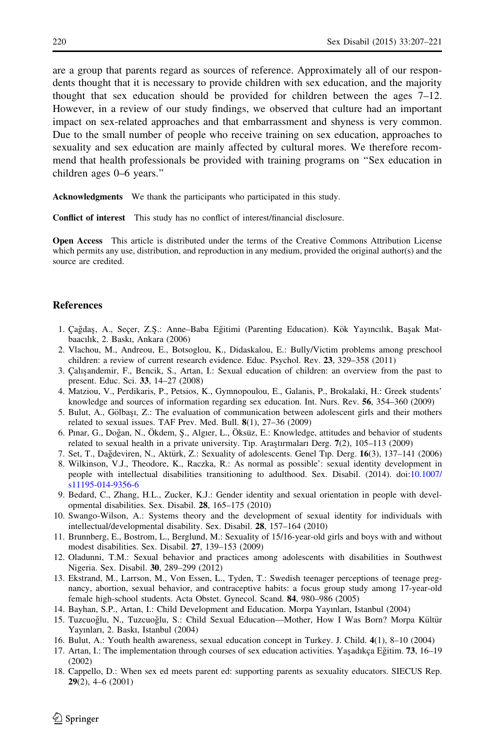are a group that parents regard as sources of reference. Approximately all of our respondents thought that it is necessary to provide children with sex education, and the majority thought that sex education should be provided for children between the ages 7–12. However, in a review of our study findings, we observed that culture had an important impact on sex-related approaches and that embarrassment and shyness is very common. Due to the small number of people who receive training on sex education, approaches to sexuality and sex education are mainly affected by cultural mores. We therefore recommend that health professionals be provided with training programs on "Sex education in children ages 0–6 years."

**Acknowledgments** We thank the participants who participated in this study.

**Conflict of interest** This study has no conflict of interest/financial disclosure.

**Open Access** This article is distributed under the terms of the Creative Commons Attribution License which permits any use, distribution, and reproduction in any medium, provided the original author(s) and the source are credited.

## References

1. Çağdaş, A., Seçer, Z.Ş.: Anne–Baba Eğitimi (Parenting Education). Kök Yayıncılık, Başak Matbaacılık, 2. Baskı, Ankara (2006)
2. Vlachou, M., Andreou, E., Botsoglou, K., Didaskalou, E.: Bully/Victim problems among preschool children: a review of current research evidence. Educ. Psychol. Rev. **23**, 329–358 (2011)
3. Çalışandemir, F., Bencik, S., Artan, I.: Sexual education of children: an overview from the past to present. Educ. Sci. **33**, 14–27 (2008)
4. Matziou, V., Perdikaris, P., Petsios, K., Gymnopoulou, E., Galanis, P., Brokalaki, H.: Greek students' knowledge and sources of information regarding sex education. Int. Nurs. Rev. **56**, 354–360 (2009)
5. Bulut, A., Gölbaşı, Z.: The evaluation of communication between adolescent girls and their mothers related to sexual issues. TAF Prev. Med. Bull. **8**(1), 27–36 (2009)
6. Pınar, G., Doğan, N., Ökdem, Ş., Algıer, L., Öksüz, E.: Knowledge, attitudes and behavior of students related to sexual health in a private university. Tıp. Araştırmaları Derg. **7**(2), 105–113 (2009)
7. Set, T., Dağdeviren, N., Aktürk, Z.: Sexuality of adolescents. Genel Tıp. Derg. **16**(3), 137–141 (2006)
8. Wilkinson, V.J., Theodore, K., Raczka, R.: As normal as possible': sexual identity development in people with intellectual disabilities transitioning to adulthood. Sex. Disabil. (2014). doi:10.1007/s11195-014-9356-6
9. Bedard, C., Zhang, H.L., Zucker, K.J.: Gender identity and sexual orientation in people with developmental disabilities. Sex. Disabil. **28**, 165–175 (2010)
10. Swango-Wilson, A.: Systems theory and the development of sexual identity for individuals with intellectual/developmental disability. Sex. Disabil. **28**, 157–164 (2010)
11. Brunnberg, E., Bostrom, L., Berglund, M.: Sexuality of 15/16-year-old girls and boys with and without modest disabilities. Sex. Disabil. **27**, 139–153 (2009)
12. Oladunni, T.M.: Sexual behavior and practices among adolescents with disabilities in Southwest Nigeria. Sex. Disabil. **30**, 289–299 (2012)
13. Ekstrand, M., Larrson, M., Von Essen, L., Tyden, T.: Swedish teenager perceptions of teenage pregnancy, abortion, sexual behavior, and contraceptive habits: a focus group study among 17-year-old female high-school students. Acta Obstet. Gynecol. Scand. **84**, 980–986 (2005)
14. Bayhan, S.P., Artan, I.: Child Development and Education. Morpa Yayınları, Istanbul (2004)
15. Tuzcuoğlu, N., Tuzcuoğlu, S.: Child Sexual Education—Mother, How I Was Born? Morpa Kültür Yayınları, 2. Baskı, Istanbul (2004)
16. Bulut, A.: Youth health awareness, sexual education concept in Turkey. J. Child. **4**(1), 8–10 (2004)
17. Artan, I.: The implementation through courses of sex education activities. Yaşadıkça Eğitim. **73**, 16–19 (2002)
18. Cappello, D.: When sex ed meets parent ed: supporting parents as sexuality educators. SIECUS Rep. **29**(2), 4–6 (2001)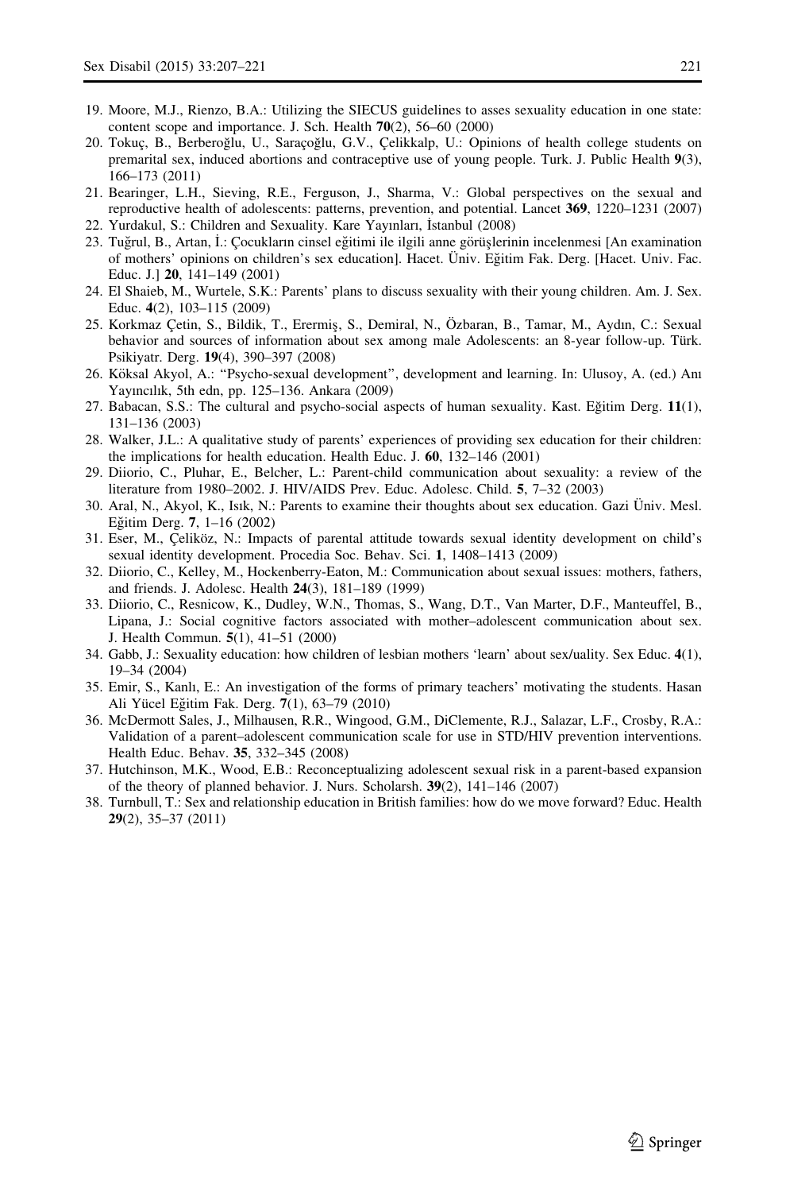19. Moore, M.J., Rienzo, B.A.: Utilizing the SIECUS guidelines to asses sexuality education in one state: content scope and importance. J. Sch. Health **70**(2), 56–60 (2000)
20. Tokuç, B., Berberoğlu, U., Saraçoğlu, G.V., Çelikkalp, U.: Opinions of health college students on premarital sex, induced abortions and contraceptive use of young people. Turk. J. Public Health **9**(3), 166–173 (2011)
21. Bearinger, L.H., Sieving, R.E., Ferguson, J., Sharma, V.: Global perspectives on the sexual and reproductive health of adolescents: patterns, prevention, and potential. Lancet **369**, 1220–1231 (2007)
22. Yurdakul, S.: Children and Sexuality. Kare Yayınları, İstanbul (2008)
23. Tuğrul, B., Artan, İ.: Çocukların cinsel eğitimi ile ilgili anne görüşlerinin incelenmesi [An examination of mothers' opinions on children's sex education]. Hacet. Üniv. Eğitim Fak. Derg. [Hacet. Univ. Fac. Educ. J.] **20**, 141–149 (2001)
24. El Shaieb, M., Wurtele, S.K.: Parents' plans to discuss sexuality with their young children. Am. J. Sex. Educ. **4**(2), 103–115 (2009)
25. Korkmaz Çetin, S., Bildik, T., Erermiş, S., Demiral, N., Özbaran, B., Tamar, M., Aydın, C.: Sexual behavior and sources of information about sex among male Adolescents: an 8-year follow-up. Türk. Psikiyatr. Derg. **19**(4), 390–397 (2008)
26. Köksal Akyol, A.: "Psycho-sexual development", development and learning. In: Ulusoy, A. (ed.) Anı Yayıncılık, 5th edn, pp. 125–136. Ankara (2009)
27. Babacan, S.S.: The cultural and psycho-social aspects of human sexuality. Kast. Eğitim Derg. **11**(1), 131–136 (2003)
28. Walker, J.L.: A qualitative study of parents' experiences of providing sex education for their children: the implications for health education. Health Educ. J. **60**, 132–146 (2001)
29. Diiorio, C., Pluhar, E., Belcher, L.: Parent-child communication about sexuality: a review of the literature from 1980–2002. J. HIV/AIDS Prev. Educ. Adolesc. Child. **5**, 7–32 (2003)
30. Aral, N., Akyol, K., Isık, N.: Parents to examine their thoughts about sex education. Gazi Üniv. Mesl. Eğitim Derg. **7**, 1–16 (2002)
31. Eser, M., Çeliköz, N.: Impacts of parental attitude towards sexual identity development on child's sexual identity development. Procedia Soc. Behav. Sci. **1**, 1408–1413 (2009)
32. Diiorio, C., Kelley, M., Hockenberry-Eaton, M.: Communication about sexual issues: mothers, fathers, and friends. J. Adolesc. Health **24**(3), 181–189 (1999)
33. Diiorio, C., Resnicow, K., Dudley, W.N., Thomas, S., Wang, D.T., Van Marter, D.F., Manteuffel, B., Lipana, J.: Social cognitive factors associated with mother–adolescent communication about sex. J. Health Commun. **5**(1), 41–51 (2000)
34. Gabb, J.: Sexuality education: how children of lesbian mothers 'learn' about sex/uality. Sex Educ. **4**(1), 19–34 (2004)
35. Emir, S., Kanlı, E.: An investigation of the forms of primary teachers' motivating the students. Hasan Ali Yücel Eğitim Fak. Derg. **7**(1), 63–79 (2010)
36. McDermott Sales, J., Milhausen, R.R., Wingood, G.M., DiClemente, R.J., Salazar, L.F., Crosby, R.A.: Validation of a parent–adolescent communication scale for use in STD/HIV prevention interventions. Health Educ. Behav. **35**, 332–345 (2008)
37. Hutchinson, M.K., Wood, E.B.: Reconceptualizing adolescent sexual risk in a parent-based expansion of the theory of planned behavior. J. Nurs. Scholarsh. **39**(2), 141–146 (2007)
38. Turnbull, T.: Sex and relationship education in British families: how do we move forward? Educ. Health **29**(2), 35–37 (2011)